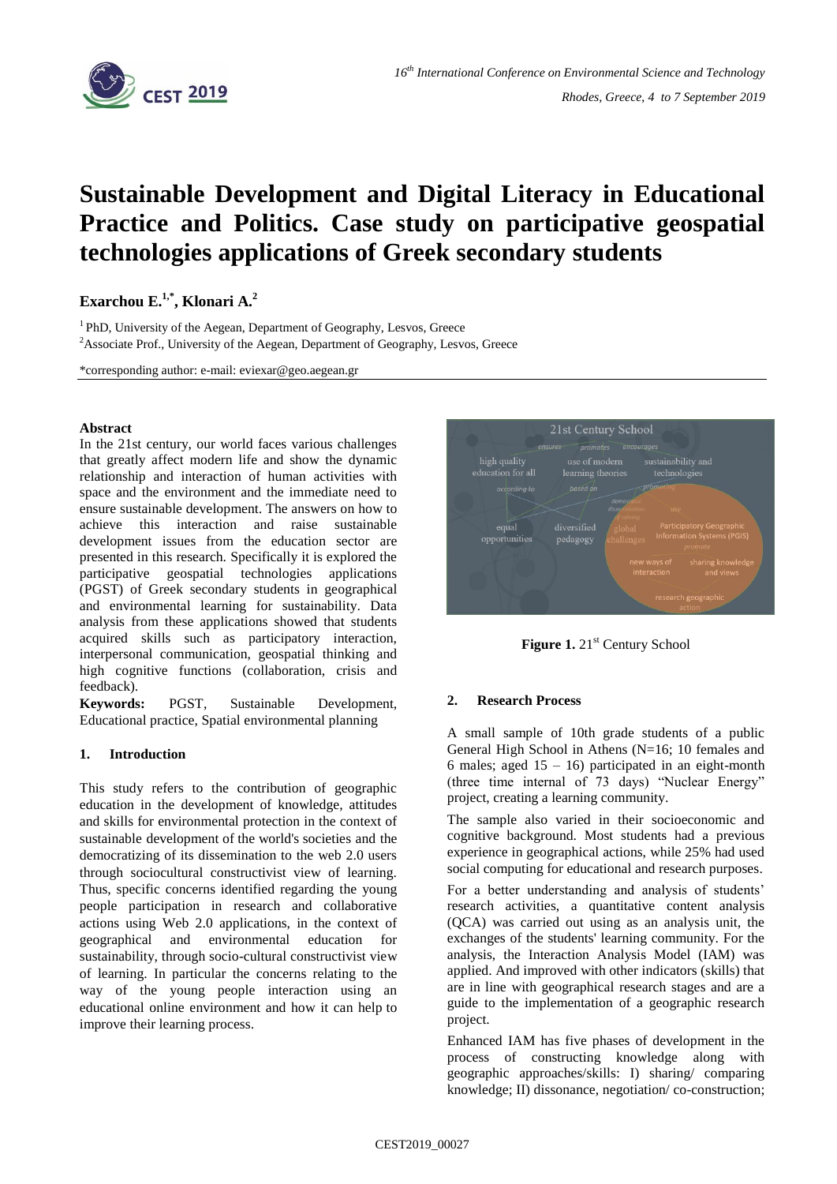# Sustainable Development and Digital Literacy in Educational Practice and Politics. Case study on participative geospatial technologies applications of Greek secondary students

**Exarchou E.[1,*], Klonari A.[2]**

[1] PhD, University of the Aegean, Department of Geography, Lesvos, Greece
[2] Associate Prof., University of the Aegean, Department of Geography, Lesvos, Greece

*corresponding author: e-mail: eviexar@geo.aegean.gr

## Abstract

In the 21st century, our world faces various challenges that greatly affect modern life and show the dynamic relationship and interaction of human activities with space and the environment and the immediate need to ensure sustainable development. The answers on how to achieve this interaction and raise sustainable development issues from the education sector are presented in this research. Specifically it is explored the participative geospatial technologies applications (PGST) of Greek secondary students in geographical and environmental learning for sustainability. Data analysis from these applications showed that students acquired skills such as participatory interaction, interpersonal communication, geospatial thinking and high cognitive functions (collaboration, crisis and feedback).

**Keywords:** PGST, Sustainable Development, Educational practice, Spatial environmental planning

## 1. Introduction

This study refers to the contribution of geographic education in the development of knowledge, attitudes and skills for environmental protection in the context of sustainable development of the world's societies and the democratizing of its dissemination to the web 2.0 users through sociocultural constructivist view of learning. Thus, specific concerns identified regarding the young people participation in research and collaborative actions using Web 2.0 applications, in the context of geographical and environmental education for sustainability, through socio-cultural constructivist view of learning. In particular the concerns relating to the way of the young people interaction using an educational online environment and how it can help to improve their learning process.

**Figure 1.** 21[st] Century School

## 2. Research Process

A small sample of 10th grade students of a public General High School in Athens (N=16; 10 females and 6 males; aged 15 – 16) participated in an eight-month (three time internal of 73 days) "Nuclear Energy" project, creating a learning community.

The sample also varied in their socioeconomic and cognitive background. Most students had a previous experience in geographical actions, while 25% had used social computing for educational and research purposes.

For a better understanding and analysis of students' research activities, a quantitative content analysis (QCA) was carried out using as an analysis unit, the exchanges of the students' learning community. For the analysis, the Interaction Analysis Model (IAM) was applied. And improved with other indicators (skills) that are in line with geographical research stages and are a guide to the implementation of a geographic research project.

Enhanced IAM has five phases of development in the process of constructing knowledge along with geographic approaches/skills: I) sharing/ comparing knowledge; II) dissonance, negotiation/ co-construction;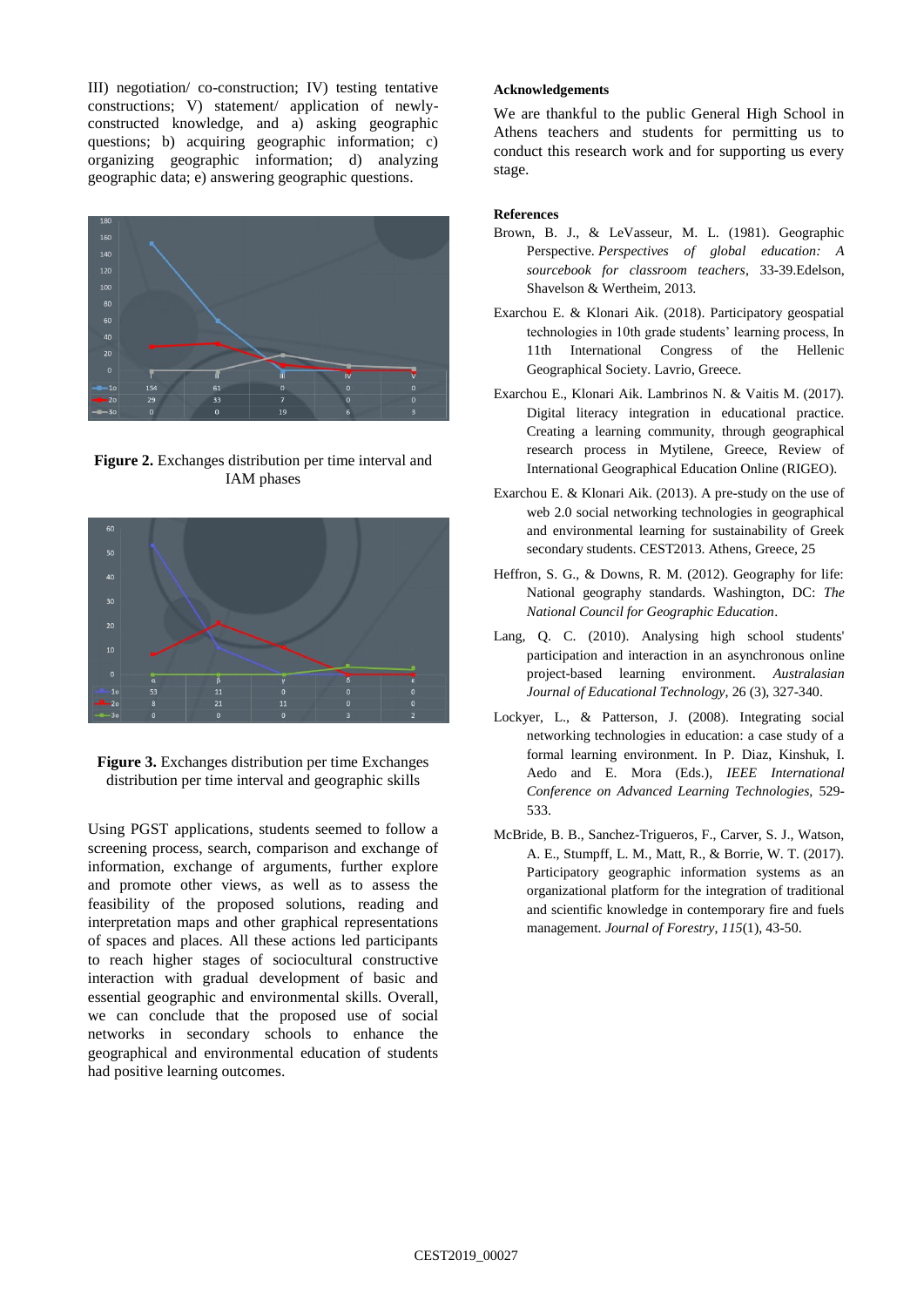III) negotiation/ co-construction; IV) testing tentative constructions; V) statement/ application of newly-constructed knowledge, and a) asking geographic questions; b) acquiring geographic information; c) organizing geographic information; d) analyzing geographic data; e) answering geographic questions.

180
160
140
120
100
80
60
40
20
0
I II III IV V
1o 154 61 0 0 0
2o 29 33 7 0 0
3o 0 0 19 6 3

**Figure 2.** Exchanges distribution per time interval and IAM phases

60
50
40
30
20
10
0
α β γ δ ε
1o 53 11 0 0 0
2o 8 21 11 0 0
3o 0 0 0 3 2

**Figure 3.** Exchanges distribution per time Exchanges distribution per time interval and geographic skills

Using PGST applications, students seemed to follow a screening process, search, comparison and exchange of information, exchange of arguments, further explore and promote other views, as well as to assess the feasibility of the proposed solutions, reading and interpretation maps and other graphical representations of spaces and places. All these actions led participants to reach higher stages of sociocultural constructive interaction with gradual development of basic and essential geographic and environmental skills. Overall, we can conclude that the proposed use of social networks in secondary schools to enhance the geographical and environmental education of students had positive learning outcomes.

**Acknowledgements**

We are thankful to the public General High School in Athens teachers and students for permitting us to conduct this research work and for supporting us every stage.

**References**

Brown, B. J., & LeVasseur, M. L. (1981). Geographic Perspective. *Perspectives of global education: A sourcebook for classroom teachers*, 33-39.Edelson, Shavelson & Wertheim, 2013.

Exarchou E. & Klonari Aik. (2018). Participatory geospatial technologies in 10th grade students' learning process, In 11th International Congress of the Hellenic Geographical Society. Lavrio, Greece.

Exarchou E., Klonari Aik. Lambrinos N. & Vaitis M. (2017). Digital literacy integration in educational practice. Creating a learning community, through geographical research process in Mytilene, Greece, Review of International Geographical Education Online (RIGEO).

Exarchou E. & Klonari Aik. (2013). A pre-study on the use of web 2.0 social networking technologies in geographical and environmental learning for sustainability of Greek secondary students. CEST2013. Athens, Greece, 25

Heffron, S. G., & Downs, R. M. (2012). Geography for life: National geography standards. Washington, DC: *The National Council for Geographic Education*.

Lang, Q. C. (2010). Analysing high school students' participation and interaction in an asynchronous online project-based learning environment. *Australasian Journal of Educational Technology*, 26 (3), 327-340.

Lockyer, L., & Patterson, J. (2008). Integrating social networking technologies in education: a case study of a formal learning environment. In P. Diaz, Kinshuk, I. Aedo and E. Mora (Eds.), *IEEE International Conference on Advanced Learning Technologies*, 529-533.

McBride, B. B., Sanchez-Trigueros, F., Carver, S. J., Watson, A. E., Stumpff, L. M., Matt, R., & Borrie, W. T. (2017). Participatory geographic information systems as an organizational platform for the integration of traditional and scientific knowledge in contemporary fire and fuels management. *Journal of Forestry*, *115*(1), 43-50.